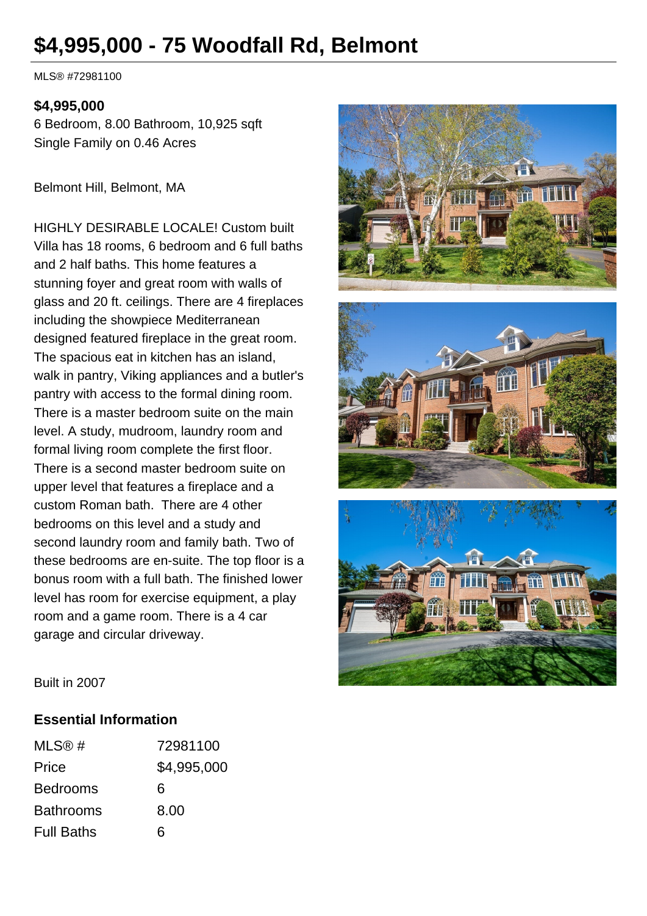# $4,995,000 - 75 Woodfall Rd, Belmont

MLS® #72981100

**$4,995,000**
6 Bedroom, 8.00 Bathroom, 10,925 sqft
Single Family on 0.46 Acres

Belmont Hill, Belmont, MA

HIGHLY DESIRABLE LOCALE! Custom built Villa has 18 rooms, 6 bedroom and 6 full baths and 2 half baths. This home features a stunning foyer and great room with walls of glass and 20 ft. ceilings. There are 4 fireplaces including the showpiece Mediterranean designed featured fireplace in the great room. The spacious eat in kitchen has an island, walk in pantry, Viking appliances and a butler's pantry with access to the formal dining room. There is a master bedroom suite on the main level. A study, mudroom, laundry room and formal living room complete the first floor. There is a second master bedroom suite on upper level that features a fireplace and a custom Roman bath. There are 4 other bedrooms on this level and a study and second laundry room and family bath. Two of these bedrooms are en-suite. The top floor is a bonus room with a full bath. The finished lower level has room for exercise equipment, a play room and a game room. There is a 4 car garage and circular driveway.

Built in 2007

## Essential Information

| | |
|---|---|
| MLS® # | 72981100 |
| Price | $4,995,000 |
| Bedrooms | 6 |
| Bathrooms | 8.00 |
| Full Baths | 6 |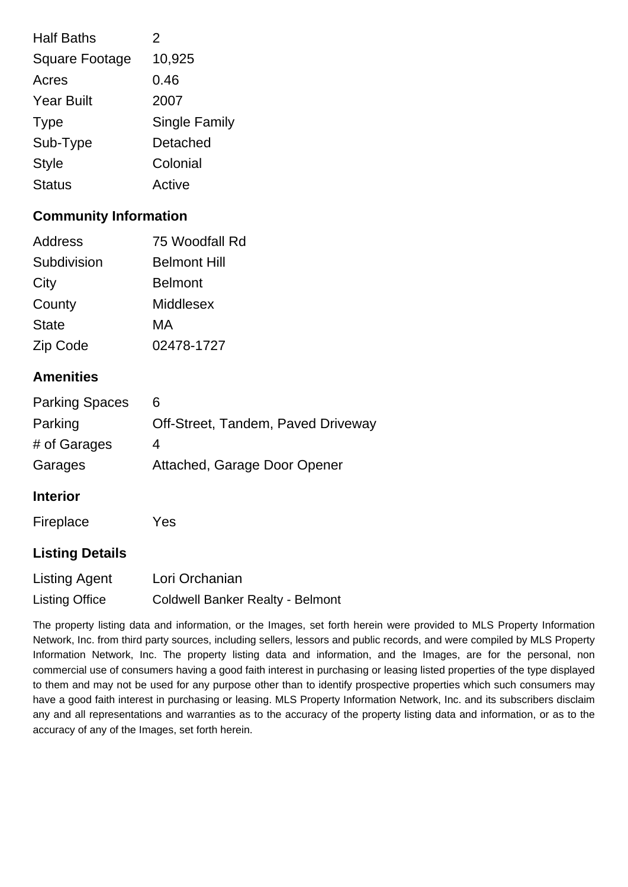| | |
|---|---|
| Half Baths | 2 |
| Square Footage | 10,925 |
| Acres | 0.46 |
| Year Built | 2007 |
| Type | Single Family |
| Sub-Type | Detached |
| Style | Colonial |
| Status | Active |

## Community Information

| | |
|---|---|
| Address | 75 Woodfall Rd |
| Subdivision | Belmont Hill |
| City | Belmont |
| County | Middlesex |
| State | MA |
| Zip Code | 02478-1727 |

## Amenities

| | |
|---|---|
| Parking Spaces | 6 |
| Parking | Off-Street, Tandem, Paved Driveway |
| # of Garages | 4 |
| Garages | Attached, Garage Door Opener |

## Interior

| | |
|---|---|
| Fireplace | Yes |

## Listing Details

| | |
|---|---|
| Listing Agent | Lori Orchanian |
| Listing Office | Coldwell Banker Realty - Belmont |

The property listing data and information, or the Images, set forth herein were provided to MLS Property Information Network, Inc. from third party sources, including sellers, lessors and public records, and were compiled by MLS Property Information Network, Inc. The property listing data and information, and the Images, are for the personal, non commercial use of consumers having a good faith interest in purchasing or leasing listed properties of the type displayed to them and may not be used for any purpose other than to identify prospective properties which such consumers may have a good faith interest in purchasing or leasing. MLS Property Information Network, Inc. and its subscribers disclaim any and all representations and warranties as to the accuracy of the property listing data and information, or as to the accuracy of any of the Images, set forth herein.